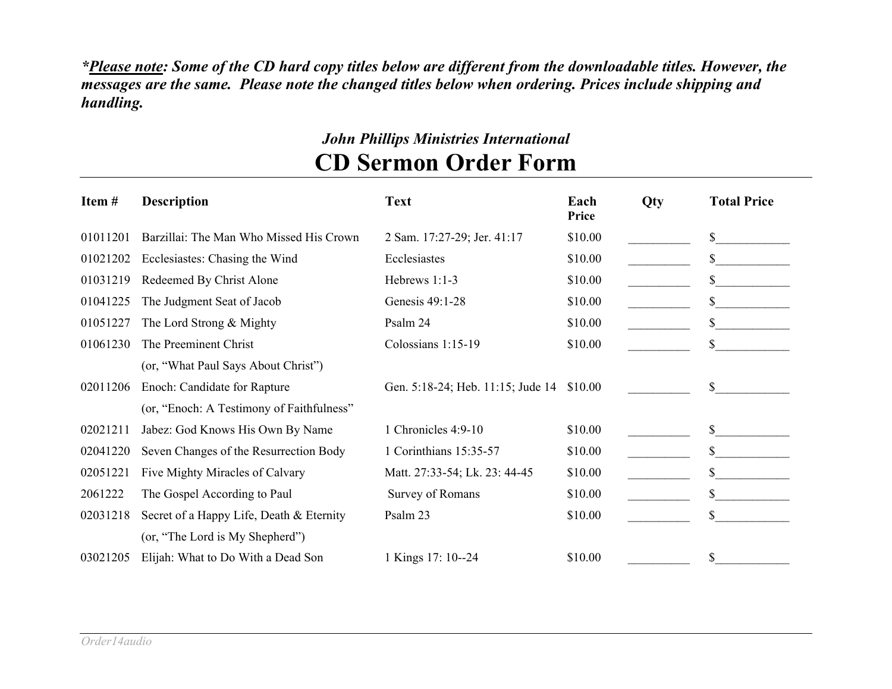***Please note**: Some of the CD hard copy titles below are different from the downloadable titles. However, the messages are the same. Please note the changed titles below when ordering. Prices include shipping and handling.*

### *John Phillips Ministries International*

# CD Sermon Order Form

| Item # | Description | Text | Each Price | Qty | Total Price |
|---|---|---|---|---|---|
| 01011201 | Barzillai: The Man Who Missed His Crown | 2 Sam. 17:27-29; Jer. 41:17 | $10.00 | _________ | $___________ |
| 01021202 | Ecclesiastes: Chasing the Wind | Ecclesiastes | $10.00 | _________ | $___________ |
| 01031219 | Redeemed By Christ Alone | Hebrews 1:1-3 | $10.00 | _________ | $___________ |
| 01041225 | The Judgment Seat of Jacob | Genesis 49:1-28 | $10.00 | _________ | $___________ |
| 01051227 | The Lord Strong & Mighty | Psalm 24 | $10.00 | _________ | $___________ |
| 01061230 | The Preeminent Christ (or, “What Paul Says About Christ”) | Colossians 1:15-19 | $10.00 | _________ | $___________ |
| 02011206 | Enoch: Candidate for Rapture (or, “Enoch: A Testimony of Faithfulness” | Gen. 5:18-24; Heb. 11:15; Jude 14 | $10.00 | _________ | $___________ |
| 02021211 | Jabez: God Knows His Own By Name | 1 Chronicles 4:9-10 | $10.00 | _________ | $___________ |
| 02041220 | Seven Changes of the Resurrection Body | 1 Corinthians 15:35-57 | $10.00 | _________ | $___________ |
| 02051221 | Five Mighty Miracles of Calvary | Matt. 27:33-54; Lk. 23: 44-45 | $10.00 | _________ | $___________ |
| 2061222 | The Gospel According to Paul | Survey of Romans | $10.00 | _________ | $___________ |
| 02031218 | Secret of a Happy Life, Death & Eternity (or, “The Lord is My Shepherd”) | Psalm 23 | $10.00 | _________ | $___________ |
| 03021205 | Elijah: What to Do With a Dead Son | 1 Kings 17: 10--24 | $10.00 | _________ | $___________ |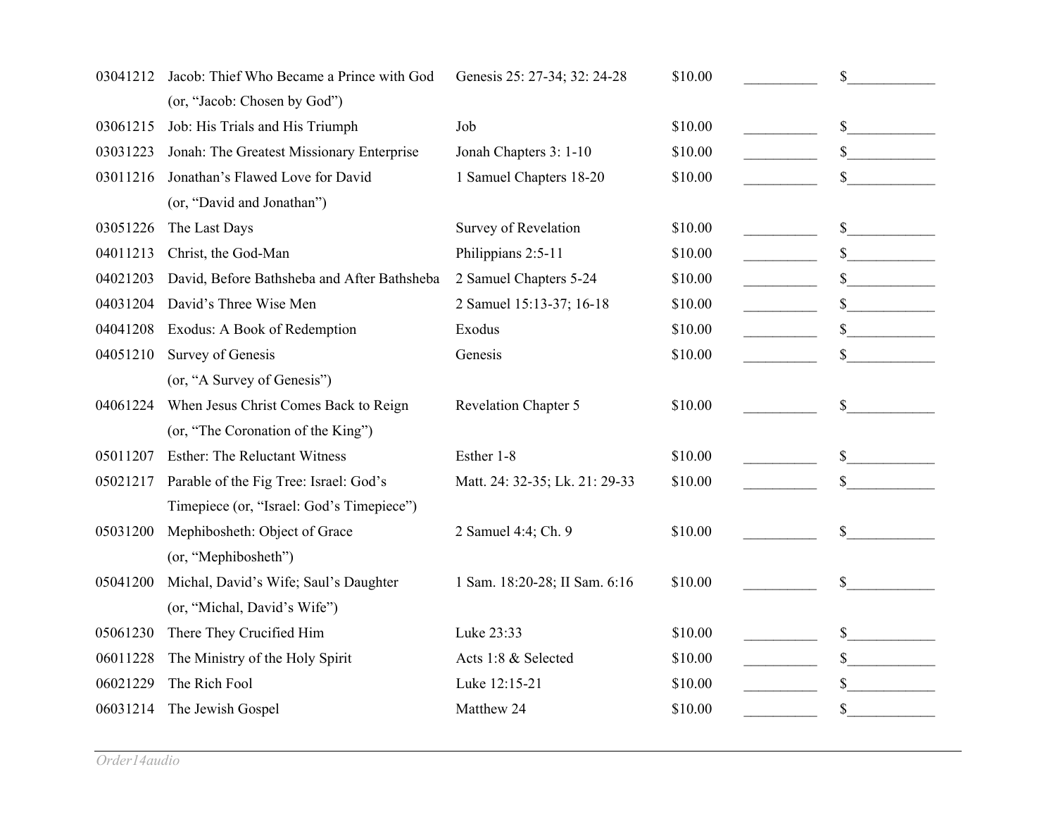| | | | | | |
|---|---|---|---|---|---|
| 03041212 | Jacob: Thief Who Became a Prince with God (or, "Jacob: Chosen by God") | Genesis 25: 27-34; 32: 24-28 | $10.00 | __________ | $____________ |
| 03061215 | Job: His Trials and His Triumph | Job | $10.00 | __________ | $____________ |
| 03031223 | Jonah: The Greatest Missionary Enterprise | Jonah Chapters 3: 1-10 | $10.00 | __________ | $____________ |
| 03011216 | Jonathan's Flawed Love for David (or, "David and Jonathan") | 1 Samuel Chapters 18-20 | $10.00 | __________ | $____________ |
| 03051226 | The Last Days | Survey of Revelation | $10.00 | __________ | $____________ |
| 04011213 | Christ, the God-Man | Philippians 2:5-11 | $10.00 | __________ | $____________ |
| 04021203 | David, Before Bathsheba and After Bathsheba | 2 Samuel Chapters 5-24 | $10.00 | __________ | $____________ |
| 04031204 | David's Three Wise Men | 2 Samuel 15:13-37; 16-18 | $10.00 | __________ | $____________ |
| 04041208 | Exodus: A Book of Redemption | Exodus | $10.00 | __________ | $____________ |
| 04051210 | Survey of Genesis (or, "A Survey of Genesis") | Genesis | $10.00 | __________ | $____________ |
| 04061224 | When Jesus Christ Comes Back to Reign (or, "The Coronation of the King") | Revelation Chapter 5 | $10.00 | __________ | $____________ |
| 05011207 | Esther: The Reluctant Witness | Esther 1-8 | $10.00 | __________ | $____________ |
| 05021217 | Parable of the Fig Tree: Israel: God's Timepiece (or, "Israel: God's Timepiece") | Matt. 24: 32-35; Lk. 21: 29-33 | $10.00 | __________ | $____________ |
| 05031200 | Mephibosheth: Object of Grace (or, "Mephibosheth") | 2 Samuel 4:4; Ch. 9 | $10.00 | __________ | $____________ |
| 05041200 | Michal, David's Wife; Saul's Daughter (or, "Michal, David's Wife") | 1 Sam. 18:20-28; II Sam. 6:16 | $10.00 | __________ | $____________ |
| 05061230 | There They Crucified Him | Luke 23:33 | $10.00 | __________ | $____________ |
| 06011228 | The Ministry of the Holy Spirit | Acts 1:8 & Selected | $10.00 | __________ | $____________ |
| 06021229 | The Rich Fool | Luke 12:15-21 | $10.00 | __________ | $____________ |
| 06031214 | The Jewish Gospel | Matthew 24 | $10.00 | __________ | $____________ |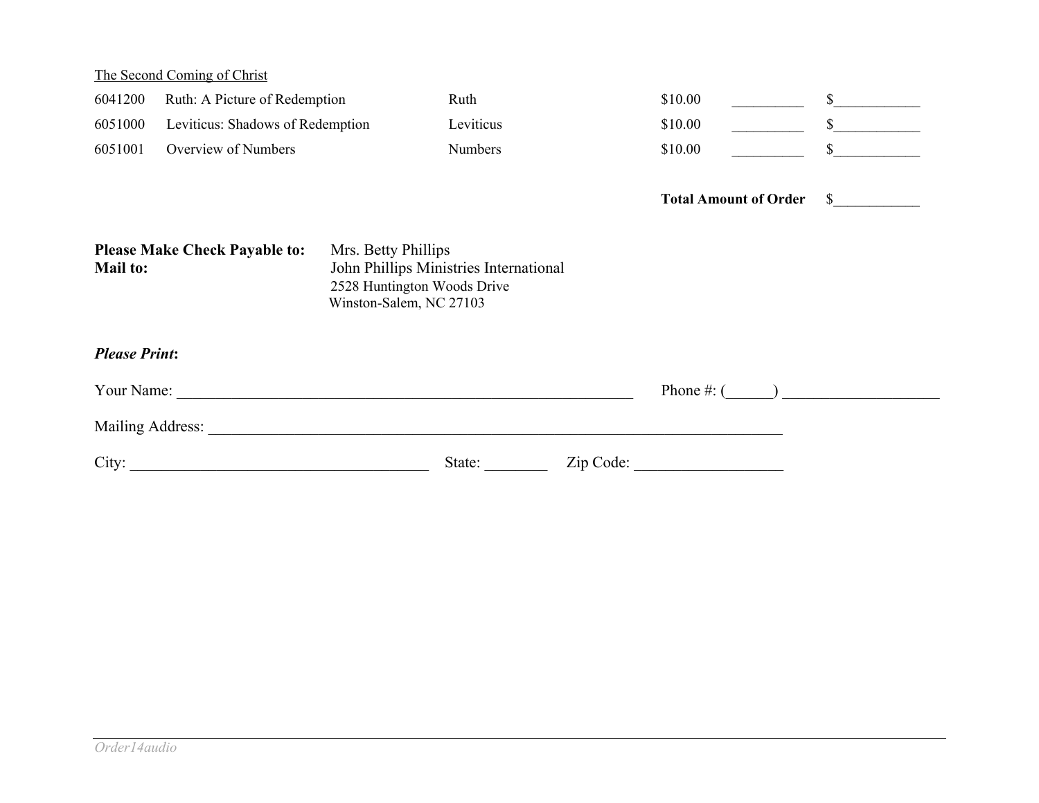The Second Coming of Christ

| | | | | | |
|---|---|---|---|---|---|
| 6041200 | Ruth: A Picture of Redemption | Ruth | $10.00 | __________ | $____________ |
| 6051000 | Leviticus: Shadows of Redemption | Leviticus | $10.00 | __________ | $____________ |
| 6051001 | Overview of Numbers | Numbers | $10.00 | __________ | $____________ |

**Total Amount of Order** $____________

**Please Make Check Payable to:** Mrs. Betty Phillips
**Mail to:** John Phillips Ministries International
2528 Huntington Woods Drive
Winston-Salem, NC 27103

***Please Print*:**

Your Name: ____________________________________________________________ Phone #: (______) ____________________

Mailing Address: ___________________________________________________________________________

City: ______________________________________ State: ________ Zip Code: ___________________

*Order14audio*